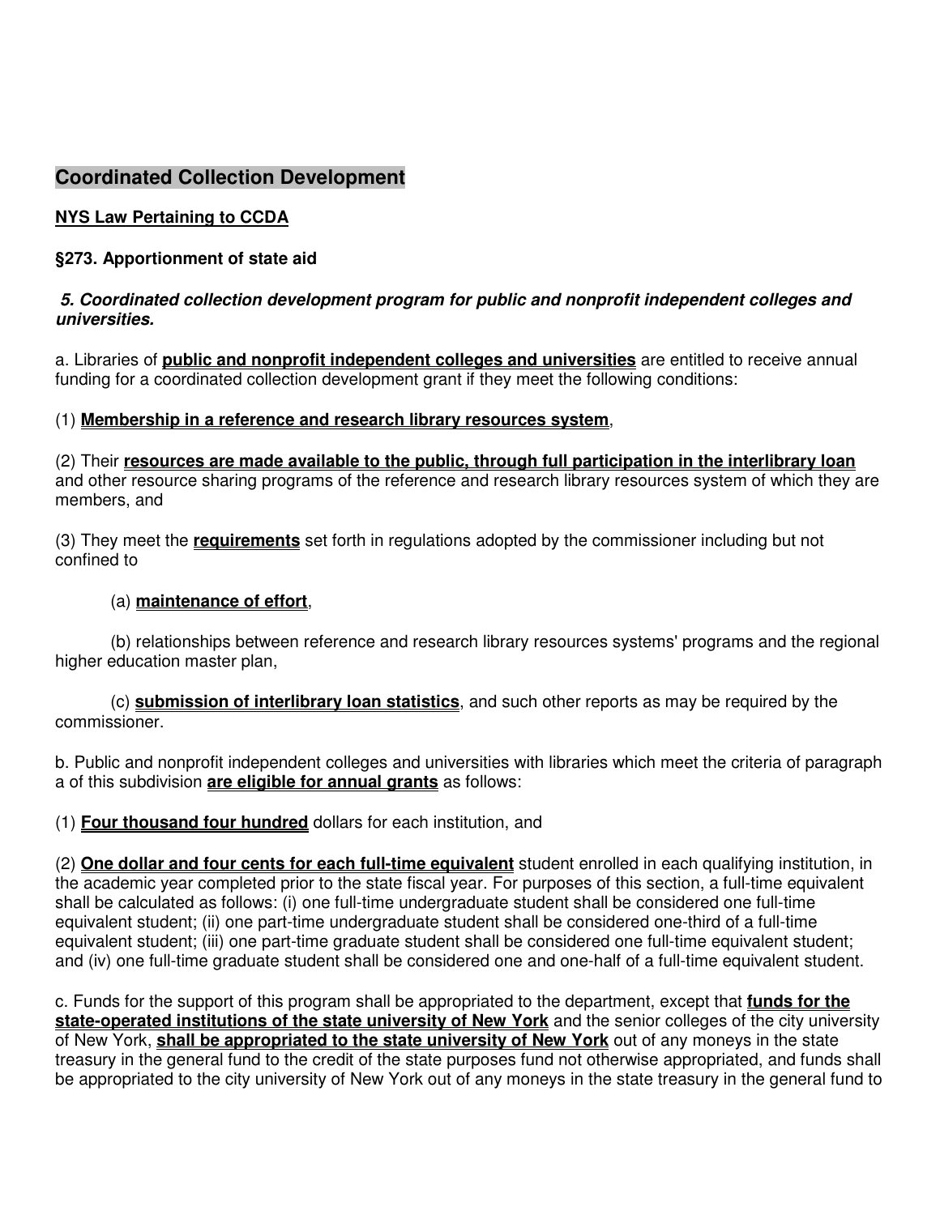## Coordinated Collection Development

**NYS Law Pertaining to CCDA**

**§273. Apportionment of state aid**

***5. Coordinated collection development program for public and nonprofit independent colleges and universities.***

a. Libraries of **public and nonprofit independent colleges and universities** are entitled to receive annual funding for a coordinated collection development grant if they meet the following conditions:

(1) **Membership in a reference and research library resources system**,

(2) Their **resources are made available to the public, through full participation in the interlibrary loan** and other resource sharing programs of the reference and research library resources system of which they are members, and

(3) They meet the **requirements** set forth in regulations adopted by the commissioner including but not confined to

(a) **maintenance of effort**,

(b) relationships between reference and research library resources systems' programs and the regional higher education master plan,

(c) **submission of interlibrary loan statistics**, and such other reports as may be required by the commissioner.

b. Public and nonprofit independent colleges and universities with libraries which meet the criteria of paragraph a of this subdivision **are eligible for annual grants** as follows:

(1) **Four thousand four hundred** dollars for each institution, and

(2) **One dollar and four cents for each full-time equivalent** student enrolled in each qualifying institution, in the academic year completed prior to the state fiscal year. For purposes of this section, a full-time equivalent shall be calculated as follows: (i) one full-time undergraduate student shall be considered one full-time equivalent student; (ii) one part-time undergraduate student shall be considered one-third of a full-time equivalent student; (iii) one part-time graduate student shall be considered one full-time equivalent student; and (iv) one full-time graduate student shall be considered one and one-half of a full-time equivalent student.

c. Funds for the support of this program shall be appropriated to the department, except that **funds for the state-operated institutions of the state university of New York** and the senior colleges of the city university of New York, **shall be appropriated to the state university of New York** out of any moneys in the state treasury in the general fund to the credit of the state purposes fund not otherwise appropriated, and funds shall be appropriated to the city university of New York out of any moneys in the state treasury in the general fund to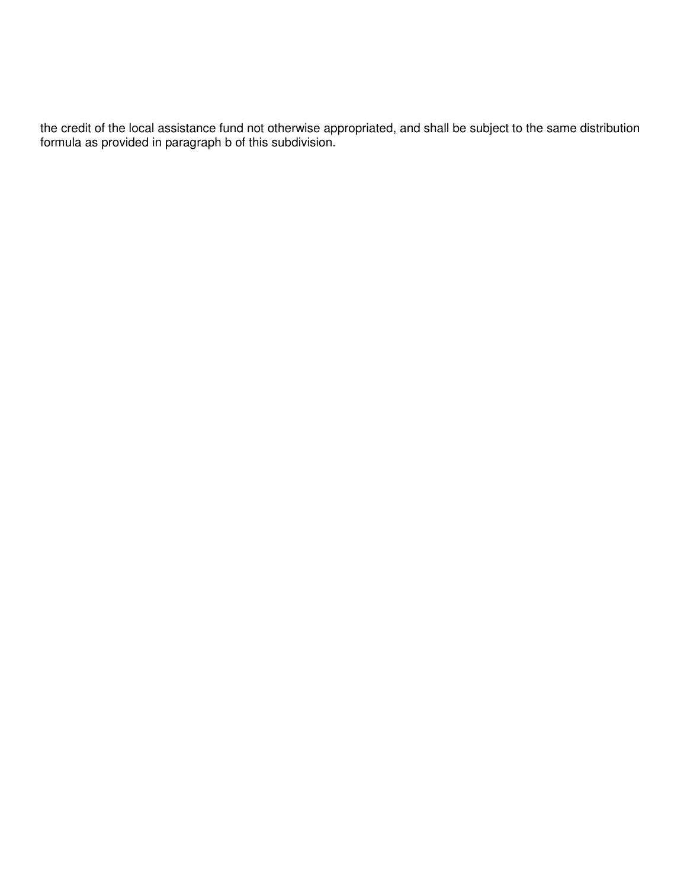the credit of the local assistance fund not otherwise appropriated, and shall be subject to the same distribution formula as provided in paragraph b of this subdivision.